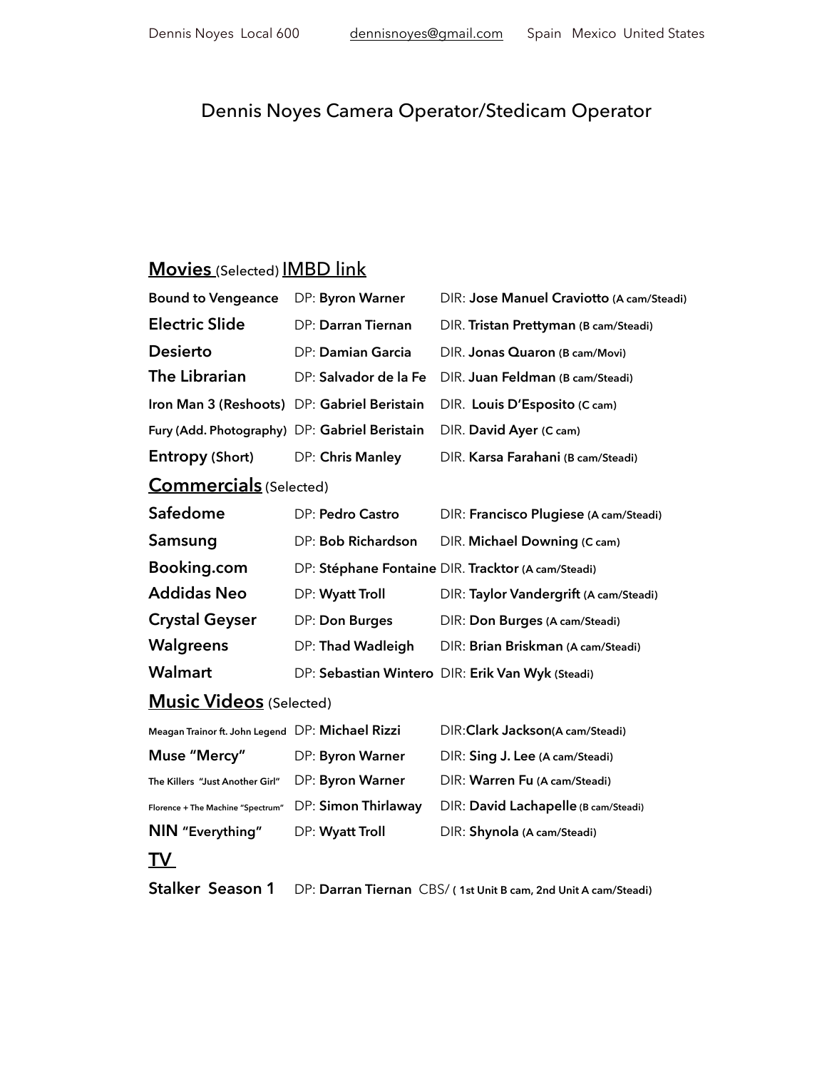Dennis Noyes Local 600 dennisnoyes@gmail.com Spain Mexico United States

# Dennis Noyes Camera Operator/Stedicam Operator

## **Movies** (Selected) IMBD link

| | | |
|---|---|---|
| **Bound to Vengeance** | DP: **Byron Warner** | DIR: **Jose Manuel Craviotto (A cam/Steadi)** |
| **Electric Slide** | DP: **Darran Tiernan** | DIR. **Tristan Prettyman (B cam/Steadi)** |
| **Desierto** | DP: **Damian Garcia** | DIR. **Jonas Quaron (B cam/Movi)** |
| **The Librarian** | DP: **Salvador de la Fe** | DIR. **Juan Feldman (B cam/Steadi)** |
| **Iron Man 3 (Reshoots)** | DP: **Gabriel Beristain** | DIR. **Louis D'Esposito (C cam)** |
| **Fury (Add. Photography)** | DP: **Gabriel Beristain** | DIR. **David Ayer (C cam)** |
| **Entropy (Short)** | DP: **Chris Manley** | DIR. **Karsa Farahani (B cam/Steadi)** |

## **Commercials** (Selected)

| | | |
|---|---|---|
| **Safedome** | DP: **Pedro Castro** | DIR: **Francisco Plugiese (A cam/Steadi)** |
| **Samsung** | DP: **Bob Richardson** | DIR. **Michael Downing (C cam)** |
| **Booking.com** | DP: **Stéphane Fontaine** | DIR. **Tracktor (A cam/Steadi)** |
| **Addidas Neo** | DP: **Wyatt Troll** | DIR: **Taylor Vandergrift (A cam/Steadi)** |
| **Crystal Geyser** | DP: **Don Burges** | DIR: **Don Burges (A cam/Steadi)** |
| **Walgreens** | DP: **Thad Wadleigh** | DIR: **Brian Briskman (A cam/Steadi)** |
| **Walmart** | DP: **Sebastian Wintero** | DIR: **Erik Van Wyk (Steadi)** |

## **Music Videos** (Selected)

| | | |
|---|---|---|
| **Meagan Trainor ft. John Legend** | DP: **Michael Rizzi** | DIR:**Clark Jackson(A cam/Steadi)** |
| **Muse "Mercy"** | DP: **Byron Warner** | DIR: **Sing J. Lee (A cam/Steadi)** |
| **The Killers "Just Another Girl"** | DP: **Byron Warner** | DIR: **Warren Fu (A cam/Steadi)** |
| **Florence + The Machine "Spectrum"** | DP: **Simon Thirlaway** | DIR: **David Lachapelle (B cam/Steadi)** |
| **NIN "Everything"** | DP: **Wyatt Troll** | DIR: **Shynola (A cam/Steadi)** |

## **TV**

| | | |
|---|---|---|
| **Stalker Season 1** | DP: **Darran Tiernan** | CBS/ **( 1st Unit B cam, 2nd Unit A cam/Steadi)** |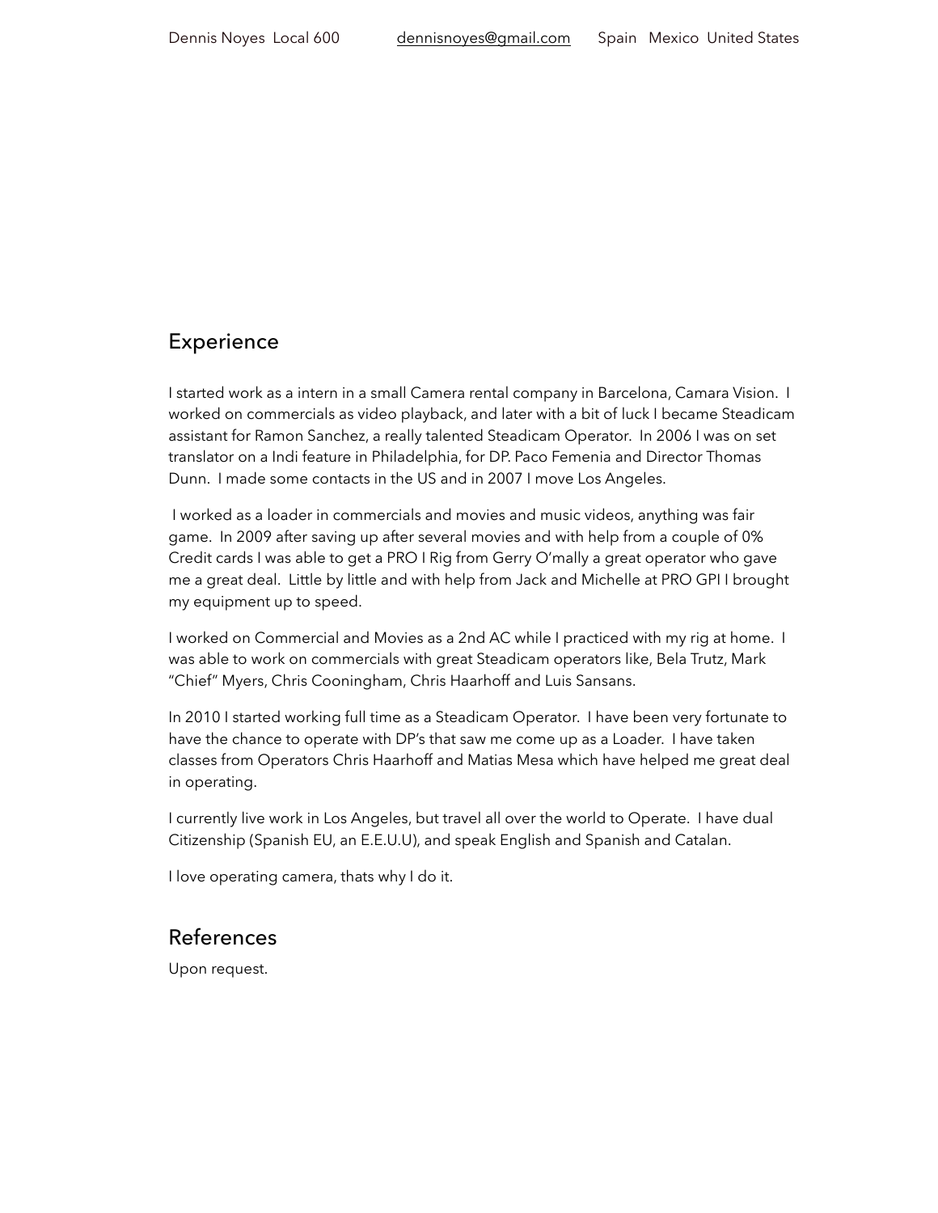## Experience

I started work as a intern in a small Camera rental company in Barcelona, Camara Vision. I worked on commercials as video playback, and later with a bit of luck I became Steadicam assistant for Ramon Sanchez, a really talented Steadicam Operator. In 2006 I was on set translator on a Indi feature in Philadelphia, for DP. Paco Femenia and Director Thomas Dunn. I made some contacts in the US and in 2007 I move Los Angeles.

I worked as a loader in commercials and movies and music videos, anything was fair game. In 2009 after saving up after several movies and with help from a couple of 0% Credit cards I was able to get a PRO I Rig from Gerry O'mally a great operator who gave me a great deal. Little by little and with help from Jack and Michelle at PRO GPI I brought my equipment up to speed.

I worked on Commercial and Movies as a 2nd AC while I practiced with my rig at home. I was able to work on commercials with great Steadicam operators like, Bela Trutz, Mark "Chief" Myers, Chris Cooningham, Chris Haarhoff and Luis Sansans.

In 2010 I started working full time as a Steadicam Operator. I have been very fortunate to have the chance to operate with DP's that saw me come up as a Loader. I have taken classes from Operators Chris Haarhoff and Matias Mesa which have helped me great deal in operating.

I currently live work in Los Angeles, but travel all over the world to Operate. I have dual Citizenship (Spanish EU, an E.E.U.U), and speak English and Spanish and Catalan.

I love operating camera, thats why I do it.

## References

Upon request.